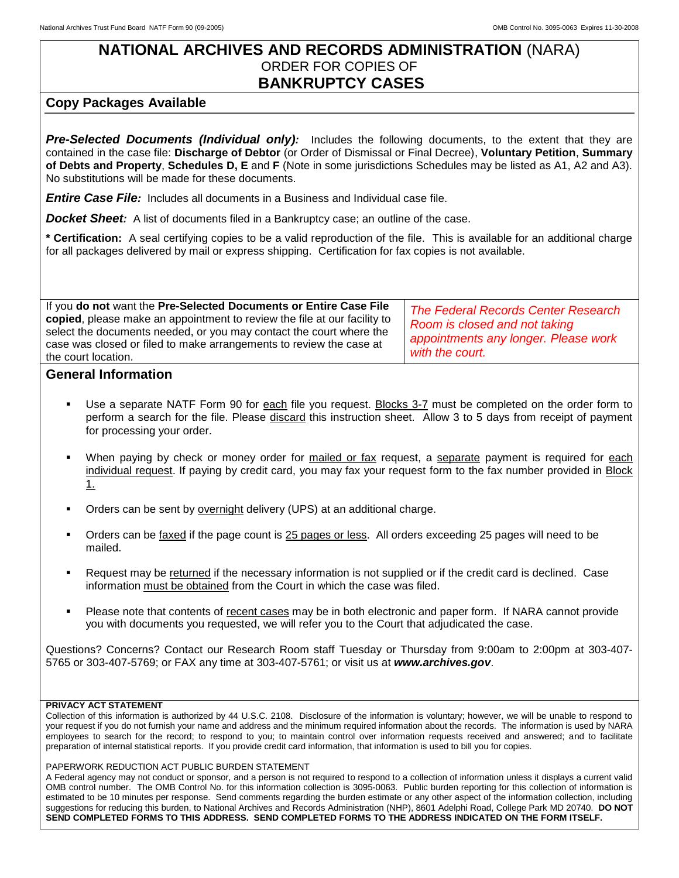# NATIONAL ARCHIVES AND RECORDS ADMINISTRATION (NARA)

ORDER FOR COPIES OF

## BANKRUPTCY CASES

## Copy Packages Available

***Pre-Selected Documents (Individual only):*** Includes the following documents, to the extent that they are contained in the case file: **Discharge of Debtor** (or Order of Dismissal or Final Decree), **Voluntary Petition**, **Summary of Debts and Property**, **Schedules D, E** and **F** (Note in some jurisdictions Schedules may be listed as A1, A2 and A3). No substitutions will be made for these documents.

***Entire Case File:*** Includes all documents in a Business and Individual case file.

***Docket Sheet:*** A list of documents filed in a Bankruptcy case; an outline of the case.

**\* Certification:** A seal certifying copies to be a valid reproduction of the file. This is available for an additional charge for all packages delivered by mail or express shipping. Certification for fax copies is not available.

| If you **do not** want the **Pre-Selected Documents or Entire Case File copied**, please make an appointment to review the file at our facility to select the documents needed, or you may contact the court where the case was closed or filed to make arrangements to review the case at the court location. | *The Federal Records Center Research Room is closed and not taking appointments any longer. Please work with the court.* |
|---|---|

## General Information

- Use a separate NATF Form 90 for each file you request. Blocks 3-7 must be completed on the order form to perform a search for the file. Please discard this instruction sheet. Allow 3 to 5 days from receipt of payment for processing your order.
- When paying by check or money order for mailed or fax request, a separate payment is required for each individual request. If paying by credit card, you may fax your request form to the fax number provided in Block 1.
- Orders can be sent by overnight delivery (UPS) at an additional charge.
- Orders can be faxed if the page count is 25 pages or less. All orders exceeding 25 pages will need to be mailed.
- Request may be returned if the necessary information is not supplied or if the credit card is declined. Case information must be obtained from the Court in which the case was filed.
- Please note that contents of recent cases may be in both electronic and paper form. If NARA cannot provide you with documents you requested, we will refer you to the Court that adjudicated the case.

Questions? Concerns? Contact our Research Room staff Tuesday or Thursday from 9:00am to 2:00pm at 303-407-5765 or 303-407-5769; or FAX any time at 303-407-5761; or visit us at ***www.archives.gov***.

**PRIVACY ACT STATEMENT**

Collection of this information is authorized by 44 U.S.C. 2108. Disclosure of the information is voluntary; however, we will be unable to respond to your request if you do not furnish your name and address and the minimum required information about the records. The information is used by NARA employees to search for the record; to respond to you; to maintain control over information requests received and answered; and to facilitate preparation of internal statistical reports. If you provide credit card information, that information is used to bill you for copies.

PAPERWORK REDUCTION ACT PUBLIC BURDEN STATEMENT

A Federal agency may not conduct or sponsor, and a person is not required to respond to a collection of information unless it displays a current valid OMB control number. The OMB Control No. for this information collection is 3095-0063. Public burden reporting for this collection of information is estimated to be 10 minutes per response. Send comments regarding the burden estimate or any other aspect of the information collection, including suggestions for reducing this burden, to National Archives and Records Administration (NHP), 8601 Adelphi Road, College Park MD 20740. **DO NOT SEND COMPLETED FORMS TO THIS ADDRESS. SEND COMPLETED FORMS TO THE ADDRESS INDICATED ON THE FORM ITSELF.**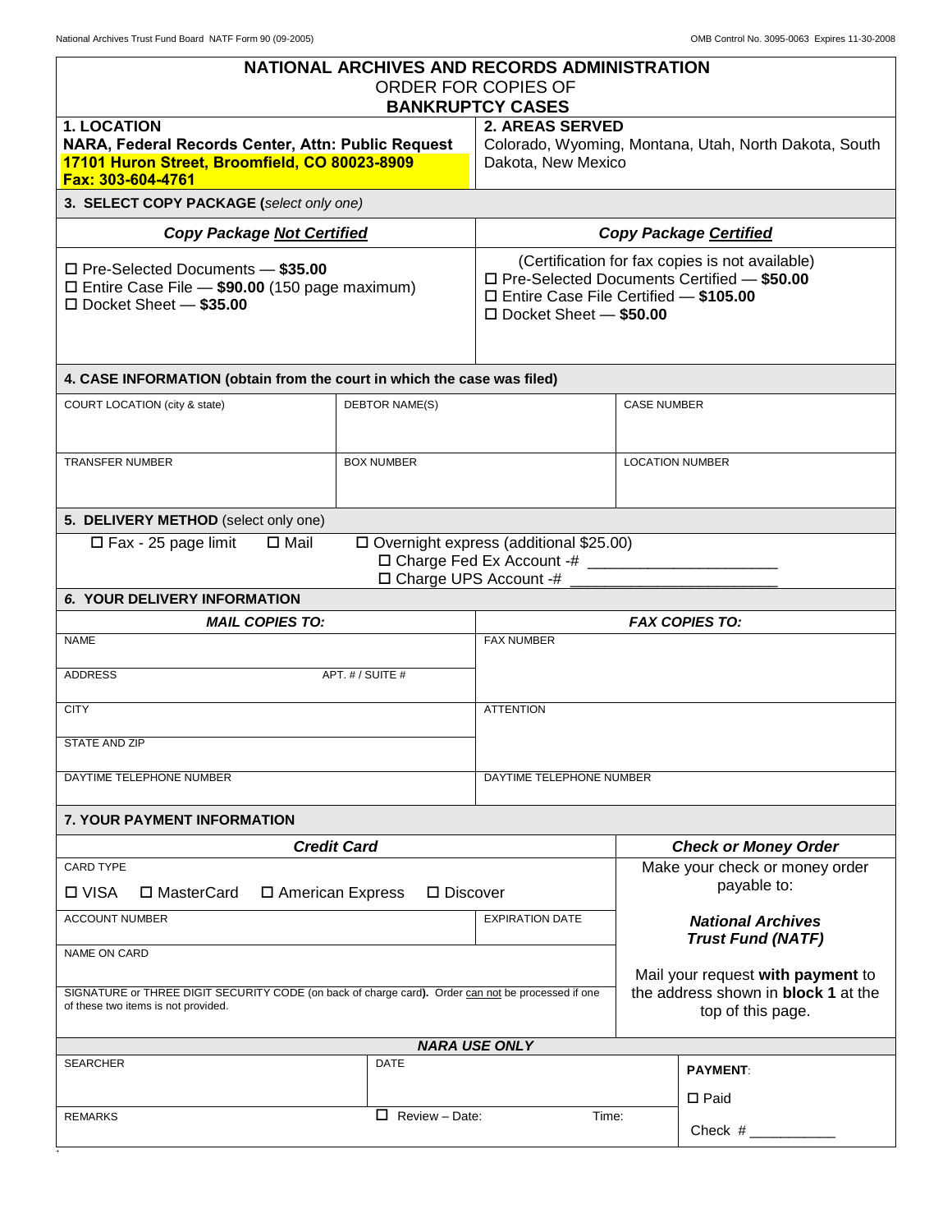# NATIONAL ARCHIVES AND RECORDS ADMINISTRATION
## ORDER FOR COPIES OF BANKRUPTCY CASES

| 1. LOCATION | 2. AREAS SERVED |
|---|---|
| **NARA, Federal Records Center, Attn: Public Request**<br>**17101 Huron Street, Broomfield, CO 80023-8909**<br>**Fax: 303-604-4761** | Colorado, Wyoming, Montana, Utah, North Dakota, South Dakota, New Mexico |

**3. SELECT COPY PACKAGE** (*select only one)*

| ***Copy Package Not Certified*** | ***Copy Package Certified*** |
|---|---|
| ☐ Pre-Selected Documents — **$35.00**<br>☐ Entire Case File — **$90.00** (150 page maximum)<br>☐ Docket Sheet — **$35.00** | (Certification for fax copies is not available)<br>☐ Pre-Selected Documents Certified — **$50.00**<br>☐ Entire Case File Certified — **$105.00**<br>☐ Docket Sheet — **$50.00** |

**4. CASE INFORMATION (obtain from the court in which the case was filed)**

| COURT LOCATION (city & state) | DEBTOR NAME(S) | CASE NUMBER |
|---|---|---|
| TRANSFER NUMBER | BOX NUMBER | LOCATION NUMBER |

**5. DELIVERY METHOD** (select only one)

☐ Fax - 25 page limit ☐ Mail ☐ Overnight express (additional $25.00)
☐ Charge Fed Ex Account -# ______________________
☐ Charge UPS Account -# ________________________

**6. YOUR DELIVERY INFORMATION**

| ***MAIL COPIES TO:*** | | ***FAX COPIES TO:*** |
|---|---|---|
| NAME | | FAX NUMBER |
| ADDRESS | APT. # / SUITE # | |
| CITY | | ATTENTION |
| STATE AND ZIP | | |
| DAYTIME TELEPHONE NUMBER | | DAYTIME TELEPHONE NUMBER |

**7. YOUR PAYMENT INFORMATION**

| ***Credit Card*** | | ***Check or Money Order*** |
|---|---|---|
| CARD TYPE<br>☐ VISA ☐ MasterCard ☐ American Express ☐ Discover | | Make your check or money order payable to:<br>***National Archives Trust Fund (NATF)*** |
| ACCOUNT NUMBER | EXPIRATION DATE | |
| NAME ON CARD | | Mail your request **with payment** to the address shown in **block 1** at the top of this page. |
| SIGNATURE or THREE DIGIT SECURITY CODE (on back of charge card). Order can not be processed if one of these two items is not provided. | | |

***NARA USE ONLY***

| SEARCHER | DATE | **PAYMENT**: |
|---|---|---|
| REMARKS | ☐ Review – Date: Time: | ☐ Paid<br>Check # ___________ |